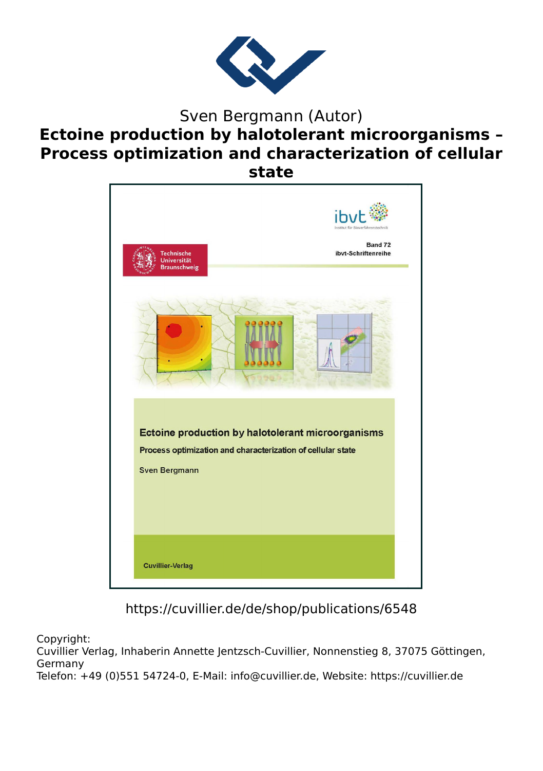Sven Bergmann (Autor)

# Ectoine production by halotolerant microorganisms – Process optimization and characterization of cellular state

ibvt
Institut für Bioverfahrenstechnik

Band 72
ibvt-Schriftenreihe

Technische Universität Braunschweig

**Ectoine production by halotolerant microorganisms**

**Process optimization and characterization of cellular state**

Sven Bergmann

Cuvillier-Verlag

https://cuvillier.de/de/shop/publications/6548

Copyright:
Cuvillier Verlag, Inhaberin Annette Jentzsch-Cuvillier, Nonnenstieg 8, 37075 Göttingen, Germany
Telefon: +49 (0)551 54724-0, E-Mail: info@cuvillier.de, Website: https://cuvillier.de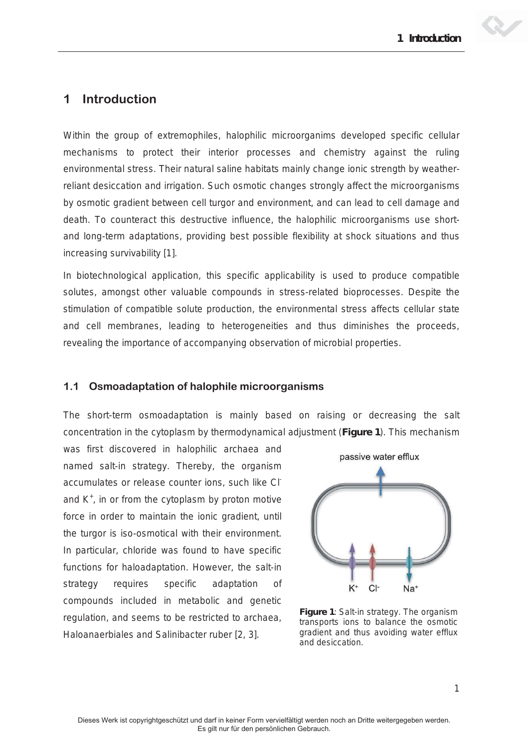# 1 Introduction

Within the group of extremophiles, halophilic microorganims developed specific cellular mechanisms to protect their interior processes and chemistry against the ruling environmental stress. Their natural saline habitats mainly change ionic strength by weather-reliant desiccation and irrigation. Such osmotic changes strongly affect the microorganisms by osmotic gradient between cell turgor and environment, and can lead to cell damage and death. To counteract this destructive influence, the halophilic microorganisms use short- and long-term adaptations, providing best possible flexibility at shock situations and thus increasing survivability [1].

In biotechnological application, this specific applicability is used to produce compatible solutes, amongst other valuable compounds in stress-related bioprocesses. Despite the stimulation of compatible solute production, the environmental stress affects cellular state and cell membranes, leading to heterogeneities and thus diminishes the proceeds, revealing the importance of accompanying observation of microbial properties.

## 1.1 Osmoadaptation of halophile microorganisms

The short-term osmoadaptation is mainly based on raising or decreasing the salt concentration in the cytoplasm by thermodynamical adjustment (**Figure 1**). This mechanism was first discovered in halophilic archaea and named salt-in strategy. Thereby, the organism accumulates or release counter ions, such like $Cl^-$ and $K^+$, in or from the cytoplasm by proton motive force in order to maintain the ionic gradient, until the turgor is iso-osmotical with their environment. In particular, chloride was found to have specific functions for haloadaptation. However, the salt-in strategy requires specific adaptation of compounds included in metabolic and genetic regulation, and seems to be restricted to archaea, Haloanaerbiales and Salinibacter ruber [2, 3].

**Figure 1**: Salt-in strategy. The organism transports ions to balance the osmotic gradient and thus avoiding water efflux and desiccation.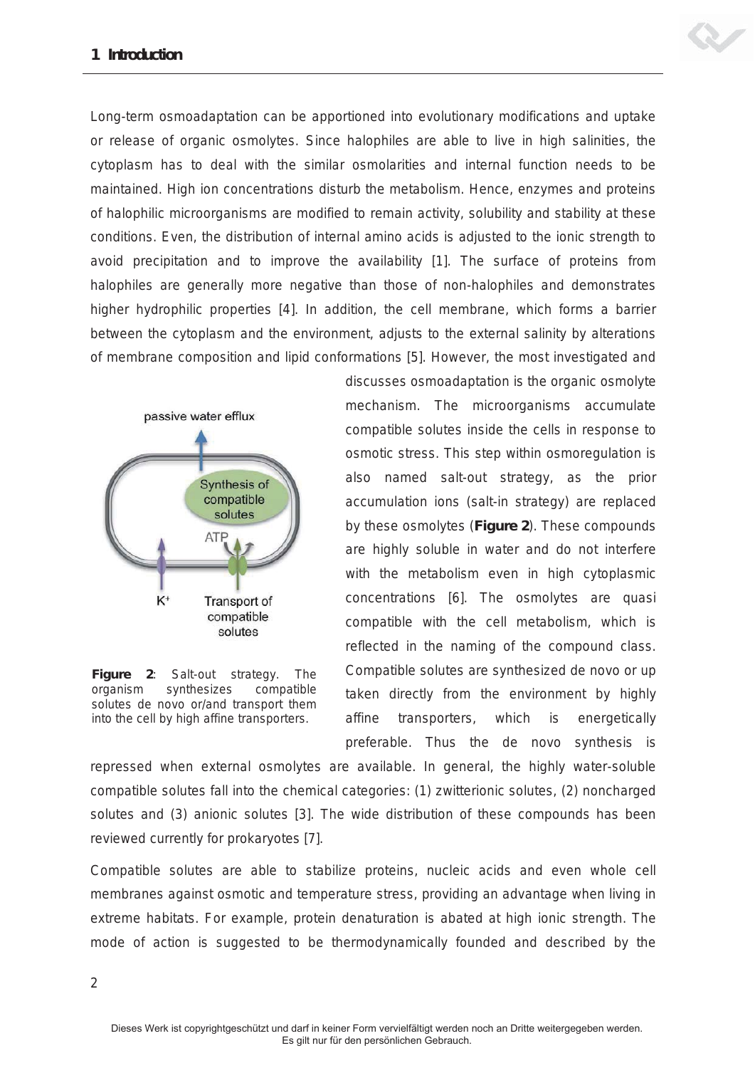Long-term osmoadaptation can be apportioned into evolutionary modifications and uptake or release of organic osmolytes. Since halophiles are able to live in high salinities, the cytoplasm has to deal with the similar osmolarities and internal function needs to be maintained. High ion concentrations disturb the metabolism. Hence, enzymes and proteins of halophilic microorganisms are modified to remain activity, solubility and stability at these conditions. Even, the distribution of internal amino acids is adjusted to the ionic strength to avoid precipitation and to improve the availability [1]. The surface of proteins from halophiles are generally more negative than those of non-halophiles and demonstrates higher hydrophilic properties [4]. In addition, the cell membrane, which forms a barrier between the cytoplasm and the environment, adjusts to the external salinity by alterations of membrane composition and lipid conformations [5]. However, the most investigated and discusses osmoadaptation is the organic osmolyte mechanism. The microorganisms accumulate compatible solutes inside the cells in response to osmotic stress. This step within osmoregulation is also named salt-out strategy, as the prior accumulation ions (salt-in strategy) are replaced by these osmolytes (**Figure 2**). These compounds are highly soluble in water and do not interfere with the metabolism even in high cytoplasmic concentrations [6]. The osmolytes are quasi compatible with the cell metabolism, which is reflected in the naming of the compound class. Compatible solutes are synthesized de novo or up taken directly from the environment by highly affine transporters, which is energetically preferable. Thus the de novo synthesis is repressed when external osmolytes are available. In general, the highly water-soluble compatible solutes fall into the chemical categories: (1) zwitterionic solutes, (2) noncharged solutes and (3) anionic solutes [3]. The wide distribution of these compounds has been reviewed currently for prokaryotes [7].

passive water efflux

Synthesis of compatible solutes

ATP

$K^+$

Transport of compatible solutes

**Figure 2**: Salt-out strategy. The organism synthesizes compatible solutes de novo or/and transport them into the cell by high affine transporters.

Compatible solutes are able to stabilize proteins, nucleic acids and even whole cell membranes against osmotic and temperature stress, providing an advantage when living in extreme habitats. For example, protein denaturation is abated at high ionic strength. The mode of action is suggested to be thermodynamically founded and described by the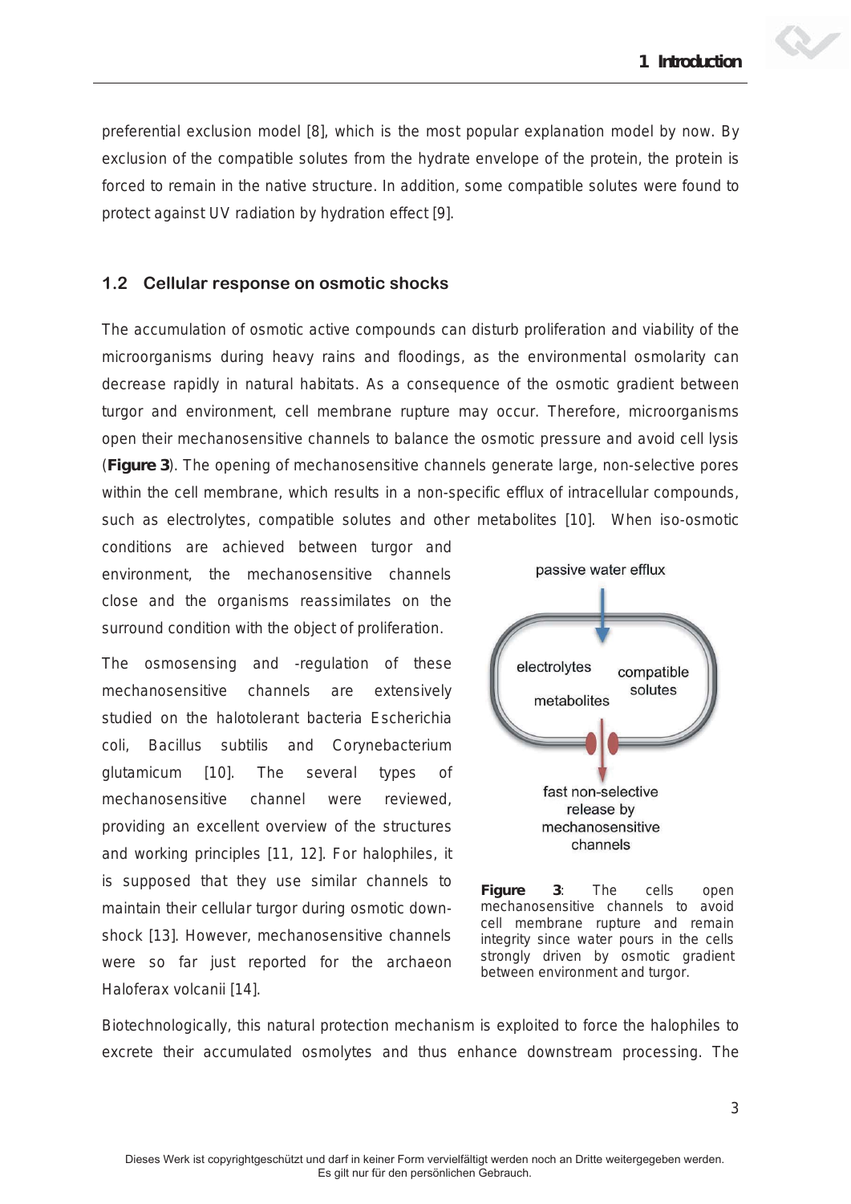preferential exclusion model [8], which is the most popular explanation model by now. By exclusion of the compatible solutes from the hydrate envelope of the protein, the protein is forced to remain in the native structure. In addition, some compatible solutes were found to protect against UV radiation by hydration effect [9].

## 1.2 Cellular response on osmotic shocks

The accumulation of osmotic active compounds can disturb proliferation and viability of the microorganisms during heavy rains and floodings, as the environmental osmolarity can decrease rapidly in natural habitats. As a consequence of the osmotic gradient between turgor and environment, cell membrane rupture may occur. Therefore, microorganisms open their mechanosensitive channels to balance the osmotic pressure and avoid cell lysis (**Figure 3**). The opening of mechanosensitive channels generate large, non-selective pores within the cell membrane, which results in a non-specific efflux of intracellular compounds, such as electrolytes, compatible solutes and other metabolites [10]. When iso-osmotic conditions are achieved between turgor and environment, the mechanosensitive channels close and the organisms reassimilates on the surround condition with the object of proliferation.

The osmosensing and -regulation of these mechanosensitive channels are extensively studied on the halotolerant bacteria Escherichia coli, Bacillus subtilis and Corynebacterium glutamicum [10]. The several types of mechanosensitive channel were reviewed, providing an excellent overview of the structures and working principles [11, 12]. For halophiles, it is supposed that they use similar channels to maintain their cellular turgor during osmotic down-shock [13]. However, mechanosensitive channels were so far just reported for the archaeon Haloferax volcanii [14].

passive water efflux

electrolytes compatible solutes

metabolites

fast non-selective release by mechanosensitive channels

**Figure 3**: The cells open mechanosensitive channels to avoid cell membrane rupture and remain integrity since water pours in the cells strongly driven by osmotic gradient between environment and turgor.

Biotechnologically, this natural protection mechanism is exploited to force the halophiles to excrete their accumulated osmolytes and thus enhance downstream processing. The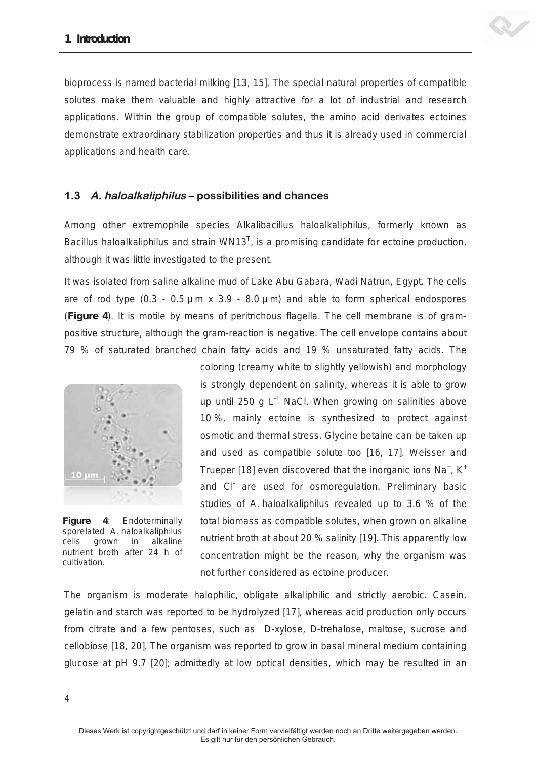bioprocess is named bacterial milking [13, 15]. The special natural properties of compatible solutes make them valuable and highly attractive for a lot of industrial and research applications. Within the group of compatible solutes, the amino acid derivates ectoines demonstrate extraordinary stabilization properties and thus it is already used in commercial applications and health care.

### 1.3 *A. haloalkaliphilus* – possibilities and chances

Among other extremophile species Alkalibacillus haloalkaliphilus, formerly known as Bacillus haloalkaliphilus and strain WN13$^T$, is a promising candidate for ectoine production, although it was little investigated to the present.

It was isolated from saline alkaline mud of Lake Abu Gabara, Wadi Natrun, Egypt. The cells are of rod type (0.3 - 0.5 µm x 3.9 - 8.0 µm) and able to form spherical endospores (**Figure 4**). It is motile by means of peritrichous flagella. The cell membrane is of gram-positive structure, although the gram-reaction is negative. The cell envelope contains about 79 % of saturated branched chain fatty acids and 19 % unsaturated fatty acids. The coloring (creamy white to slightly yellowish) and morphology is strongly dependent on salinity, whereas it is able to grow up until 250 g $L^{-1}$ NaCl. When growing on salinities above 10 %, mainly ectoine is synthesized to protect against osmotic and thermal stress. Glycine betaine can be taken up and used as compatible solute too [16, 17]. Weisser and Trueper [18] even discovered that the inorganic ions $Na^+$, $K^+$ and $Cl^-$ are used for osmoregulation. Preliminary basic studies of A. haloalkaliphilus revealed up to 3.6 % of the total biomass as compatible solutes, when grown on alkaline nutrient broth at about 20 % salinity [19]. This apparently low concentration might be the reason, why the organism was not further considered as ectoine producer.

**Figure 4**: Endoterminally sporelated A. haloalkaliphilus cells grown in alkaline nutrient broth after 24 h of cultivation.

The organism is moderate halophilic, obligate alkaliphilic and strictly aerobic. Casein, gelatin and starch was reported to be hydrolyzed [17], whereas acid production only occurs from citrate and a few pentoses, such as D-xylose, D-trehalose, maltose, sucrose and cellobiose [18, 20]. The organism was reported to grow in basal mineral medium containing glucose at pH 9.7 [20]; admittedly at low optical densities, which may be resulted in an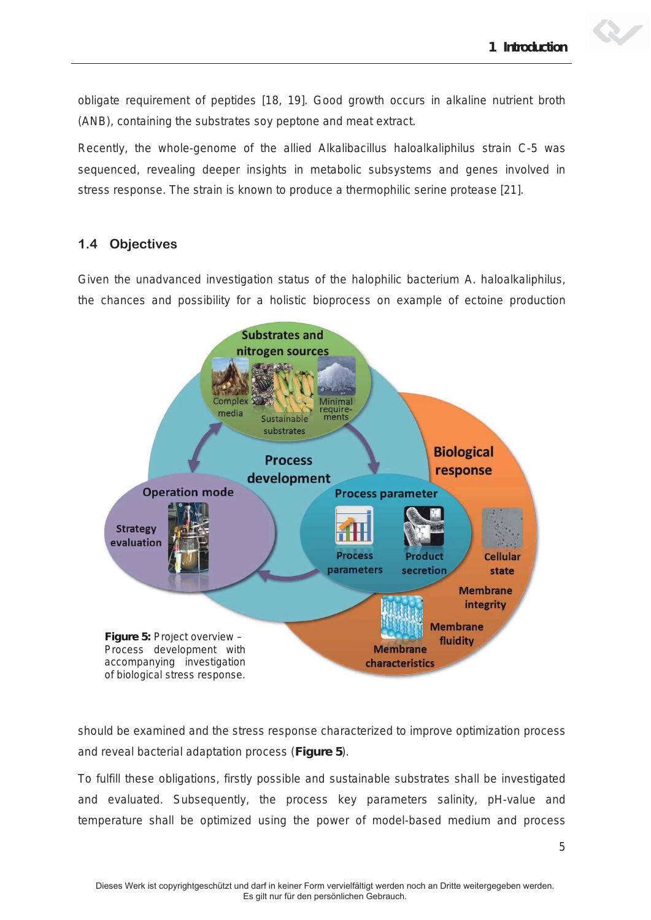obligate requirement of peptides [18, 19]. Good growth occurs in alkaline nutrient broth (ANB), containing the substrates soy peptone and meat extract.

Recently, the whole-genome of the allied Alkalibacillus haloalkaliphilus strain C-5 was sequenced, revealing deeper insights in metabolic subsystems and genes involved in stress response. The strain is known to produce a thermophilic serine protease [21].

## 1.4 Objectives

Given the unadvanced investigation status of the halophilic bacterium A. haloalkaliphilus, the chances and possibility for a holistic bioprocess on example of ectoine production

**Figure 5:** Project overview – Process development with accompanying investigation of biological stress response.

should be examined and the stress response characterized to improve optimization process and reveal bacterial adaptation process (**Figure 5**).

To fulfill these obligations, firstly possible and sustainable substrates shall be investigated and evaluated. Subsequently, the process key parameters salinity, pH-value and temperature shall be optimized using the power of model-based medium and process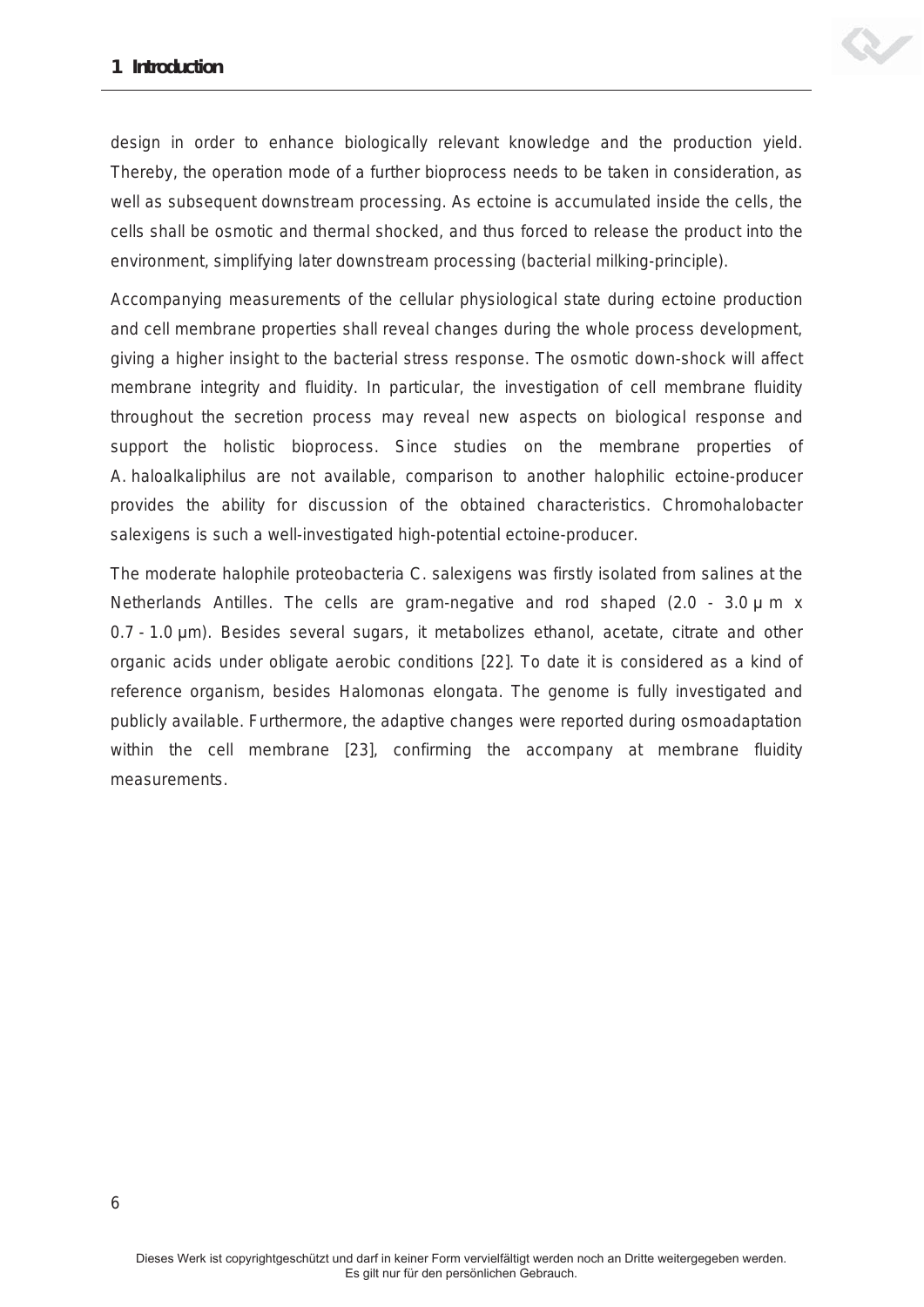design in order to enhance biologically relevant knowledge and the production yield. Thereby, the operation mode of a further bioprocess needs to be taken in consideration, as well as subsequent downstream processing. As ectoine is accumulated inside the cells, the cells shall be osmotic and thermal shocked, and thus forced to release the product into the environment, simplifying later downstream processing (bacterial milking-principle).

Accompanying measurements of the cellular physiological state during ectoine production and cell membrane properties shall reveal changes during the whole process development, giving a higher insight to the bacterial stress response. The osmotic down-shock will affect membrane integrity and fluidity. In particular, the investigation of cell membrane fluidity throughout the secretion process may reveal new aspects on biological response and support the holistic bioprocess. Since studies on the membrane properties of A. haloalkaliphilus are not available, comparison to another halophilic ectoine-producer provides the ability for discussion of the obtained characteristics. Chromohalobacter salexigens is such a well-investigated high-potential ectoine-producer.

The moderate halophile proteobacteria C. salexigens was firstly isolated from salines at the Netherlands Antilles. The cells are gram-negative and rod shaped (2.0 - 3.0 µm x 0.7 - 1.0 µm). Besides several sugars, it metabolizes ethanol, acetate, citrate and other organic acids under obligate aerobic conditions [22]. To date it is considered as a kind of reference organism, besides Halomonas elongata. The genome is fully investigated and publicly available. Furthermore, the adaptive changes were reported during osmoadaptation within the cell membrane [23], confirming the accompany at membrane fluidity measurements.